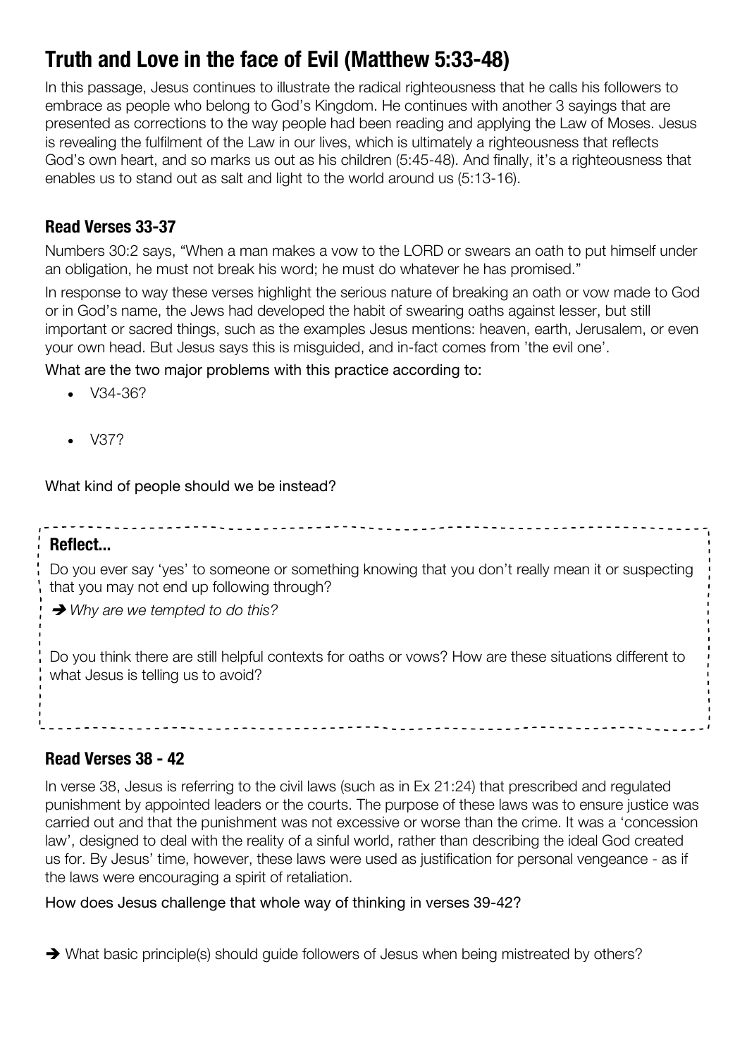# Truth and Love in the face of Evil (Matthew 5:33-48)

In this passage, Jesus continues to illustrate the radical righteousness that he calls his followers to embrace as people who belong to God's Kingdom. He continues with another 3 sayings that are presented as corrections to the way people had been reading and applying the Law of Moses. Jesus is revealing the fulfilment of the Law in our lives, which is ultimately a righteousness that reflects God's own heart, and so marks us out as his children (5:45-48). And finally, it's a righteousness that enables us to stand out as salt and light to the world around us (5:13-16).

## Read Verses 33-37

Numbers 30:2 says, "When a man makes a vow to the LORD or swears an oath to put himself under an obligation, he must not break his word; he must do whatever he has promised."

In response to way these verses highlight the serious nature of breaking an oath or vow made to God or in God's name, the Jews had developed the habit of swearing oaths against lesser, but still important or sacred things, such as the examples Jesus mentions: heaven, earth, Jerusalem, or even your own head. But Jesus says this is misguided, and in-fact comes from 'the evil one'.

What are the two major problems with this practice according to:

- V34-36?
- V37?

What kind of people should we be instead?

**Reflect...**

Do you ever say 'yes' to someone or something knowing that you don't really mean it or suspecting that you may not end up following through?

➔ *Why are we tempted to do this?*

Do you think there are still helpful contexts for oaths or vows? How are these situations different to what Jesus is telling us to avoid?

## Read Verses 38 - 42

In verse 38, Jesus is referring to the civil laws (such as in Ex 21:24) that prescribed and regulated punishment by appointed leaders or the courts. The purpose of these laws was to ensure justice was carried out and that the punishment was not excessive or worse than the crime. It was a 'concession law', designed to deal with the reality of a sinful world, rather than describing the ideal God created us for. By Jesus' time, however, these laws were used as justification for personal vengeance - as if the laws were encouraging a spirit of retaliation.

How does Jesus challenge that whole way of thinking in verses 39-42?

➔ What basic principle(s) should guide followers of Jesus when being mistreated by others?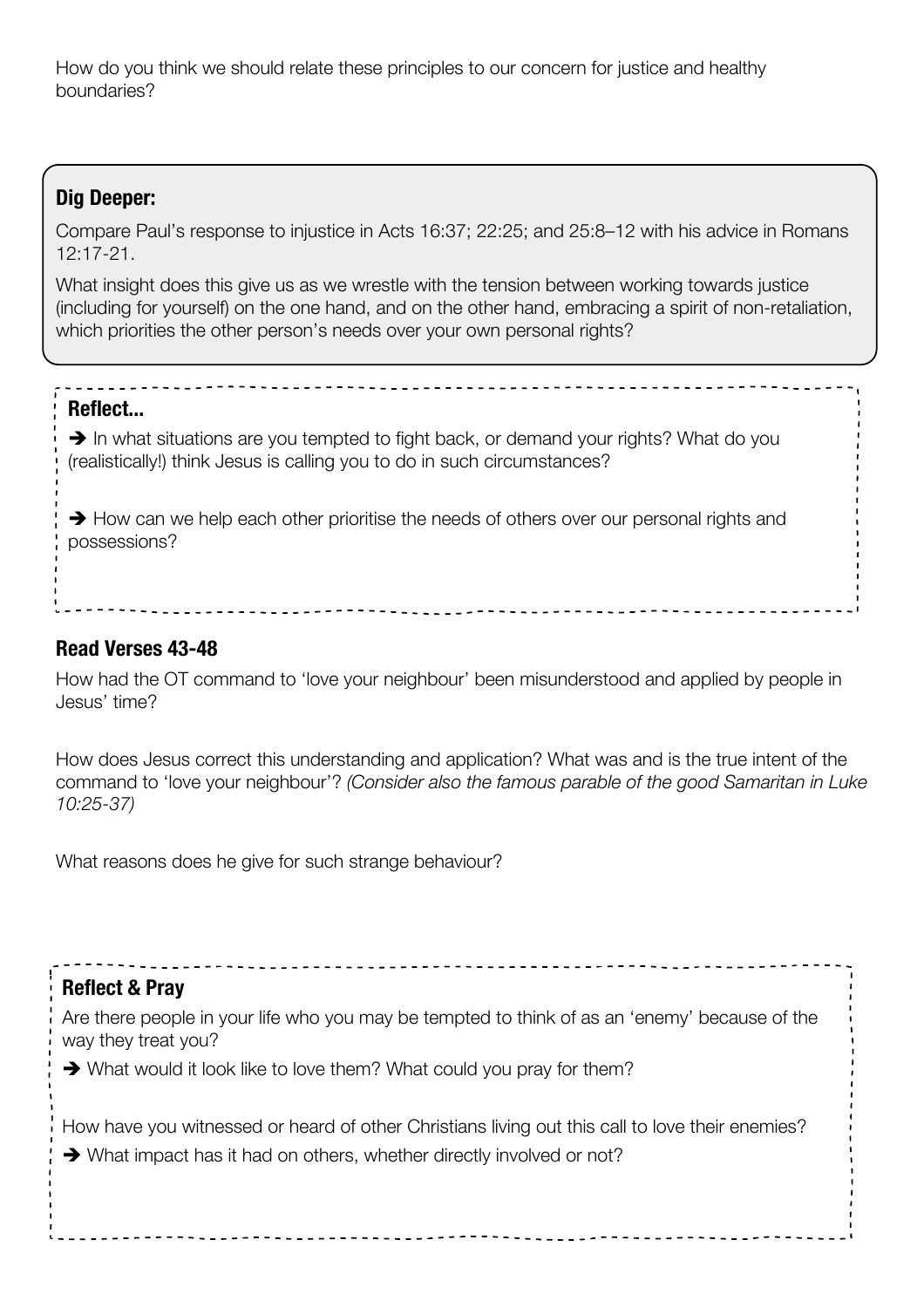How do you think we should relate these principles to our concern for justice and healthy boundaries?

### Dig Deeper:

Compare Paul's response to injustice in Acts 16:37; 22:25; and 25:8–12 with his advice in Romans 12:17-21.

What insight does this give us as we wrestle with the tension between working towards justice (including for yourself) on the one hand, and on the other hand, embracing a spirit of non-retaliation, which priorities the other person's needs over your own personal rights?

### Reflect...

➔ In what situations are you tempted to fight back, or demand your rights? What do you (realistically!) think Jesus is calling you to do in such circumstances?

➔ How can we help each other prioritise the needs of others over our personal rights and possessions?

### Read Verses 43-48

How had the OT command to 'love your neighbour' been misunderstood and applied by people in Jesus' time?

How does Jesus correct this understanding and application? What was and is the true intent of the command to 'love your neighbour'? *(Consider also the famous parable of the good Samaritan in Luke 10:25-37)*

What reasons does he give for such strange behaviour?

### Reflect & Pray

Are there people in your life who you may be tempted to think of as an 'enemy' because of the way they treat you?

➔ What would it look like to love them? What could you pray for them?

How have you witnessed or heard of other Christians living out this call to love their enemies?

➔ What impact has it had on others, whether directly involved or not?